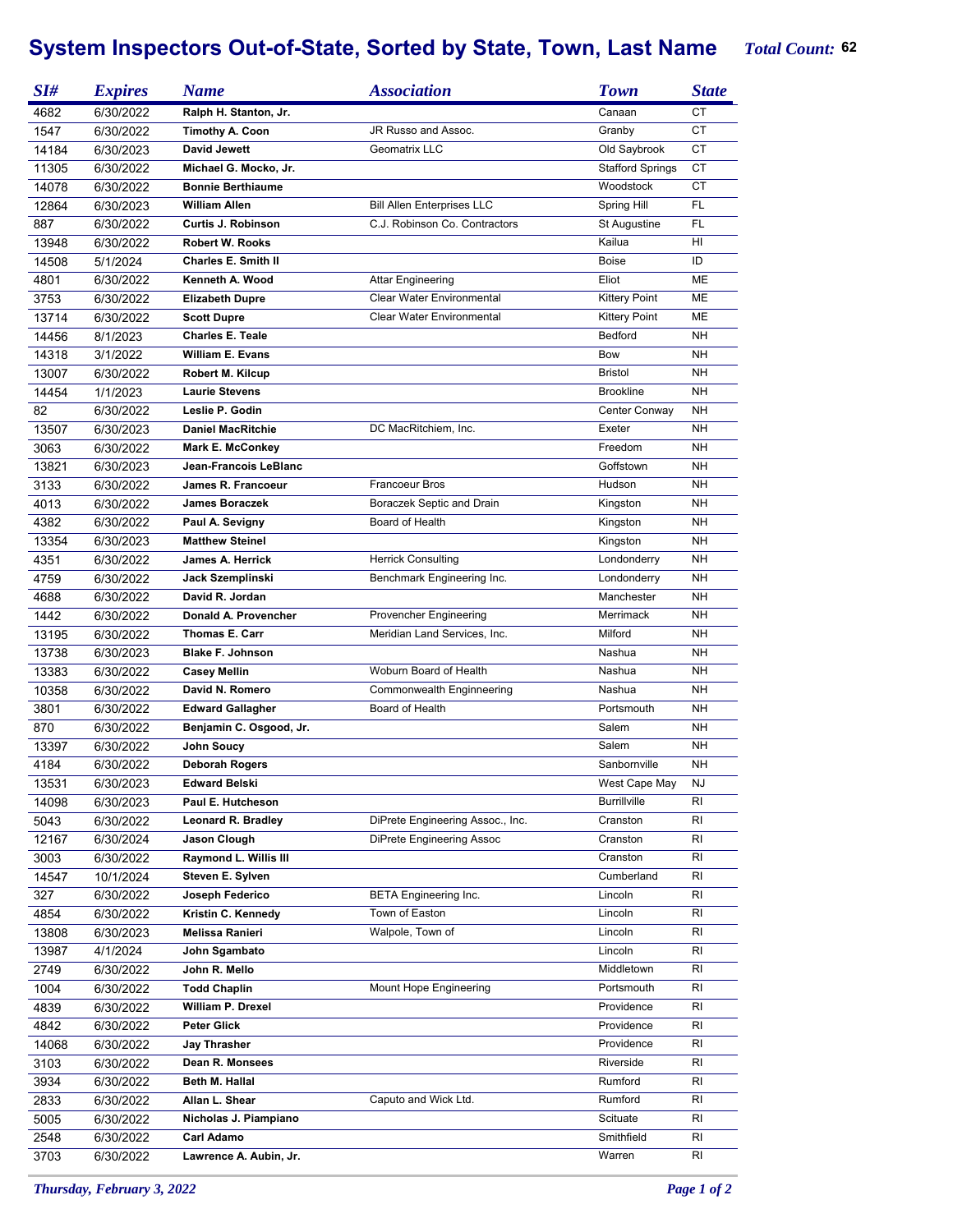# System Inspectors Out-of-State, Sorted by State, Town, Last Name

*Total Count:* **62**

| *SI#* | *Expires* | *Name* | *Association* | *Town* | *State* |
|---|---|---|---|---|---|
| 4682 | 6/30/2022 | **Ralph H. Stanton, Jr.** | | Canaan | CT |
| 1547 | 6/30/2022 | **Timothy A. Coon** | JR Russo and Assoc. | Granby | CT |
| 14184 | 6/30/2023 | **David Jewett** | Geomatrix LLC | Old Saybrook | CT |
| 11305 | 6/30/2022 | **Michael G. Mocko, Jr.** | | Stafford Springs | CT |
| 14078 | 6/30/2022 | **Bonnie Berthiaume** | | Woodstock | CT |
| 12864 | 6/30/2023 | **William Allen** | Bill Allen Enterprises LLC | Spring Hill | FL |
| 887 | 6/30/2022 | **Curtis J. Robinson** | C.J. Robinson Co. Contractors | St Augustine | FL |
| 13948 | 6/30/2022 | **Robert W. Rooks** | | Kailua | HI |
| 14508 | 5/1/2024 | **Charles E. Smith II** | | Boise | ID |
| 4801 | 6/30/2022 | **Kenneth A. Wood** | Attar Engineering | Eliot | ME |
| 3753 | 6/30/2022 | **Elizabeth Dupre** | Clear Water Environmental | Kittery Point | ME |
| 13714 | 6/30/2022 | **Scott Dupre** | Clear Water Environmental | Kittery Point | ME |
| 14456 | 8/1/2023 | **Charles E. Teale** | | Bedford | NH |
| 14318 | 3/1/2022 | **William E. Evans** | | Bow | NH |
| 13007 | 6/30/2022 | **Robert M. Kilcup** | | Bristol | NH |
| 14454 | 1/1/2023 | **Laurie Stevens** | | Brookline | NH |
| 82 | 6/30/2022 | **Leslie P. Godin** | | Center Conway | NH |
| 13507 | 6/30/2023 | **Daniel MacRitchie** | DC MacRitchiem, Inc. | Exeter | NH |
| 3063 | 6/30/2022 | **Mark E. McConkey** | | Freedom | NH |
| 13821 | 6/30/2023 | **Jean-Francois LeBlanc** | | Goffstown | NH |
| 3133 | 6/30/2022 | **James R. Francoeur** | Francoeur Bros | Hudson | NH |
| 4013 | 6/30/2022 | **James Boraczek** | Boraczek Septic and Drain | Kingston | NH |
| 4382 | 6/30/2022 | **Paul A. Sevigny** | Board of Health | Kingston | NH |
| 13354 | 6/30/2023 | **Matthew Steinel** | | Kingston | NH |
| 4351 | 6/30/2022 | **James A. Herrick** | Herrick Consulting | Londonderry | NH |
| 4759 | 6/30/2022 | **Jack Szemplinski** | Benchmark Engineering Inc. | Londonderry | NH |
| 4688 | 6/30/2022 | **David R. Jordan** | | Manchester | NH |
| 1442 | 6/30/2022 | **Donald A. Provencher** | Provencher Engineering | Merrimack | NH |
| 13195 | 6/30/2022 | **Thomas E. Carr** | Meridian Land Services, Inc. | Milford | NH |
| 13738 | 6/30/2023 | **Blake F. Johnson** | | Nashua | NH |
| 13383 | 6/30/2022 | **Casey Mellin** | Woburn Board of Health | Nashua | NH |
| 10358 | 6/30/2022 | **David N. Romero** | Commonwealth Enginneering | Nashua | NH |
| 3801 | 6/30/2022 | **Edward Gallagher** | Board of Health | Portsmouth | NH |
| 870 | 6/30/2022 | **Benjamin C. Osgood, Jr.** | | Salem | NH |
| 13397 | 6/30/2022 | **John Soucy** | | Salem | NH |
| 4184 | 6/30/2022 | **Deborah Rogers** | | Sanbornville | NH |
| 13531 | 6/30/2023 | **Edward Belski** | | West Cape May | NJ |
| 14098 | 6/30/2023 | **Paul E. Hutcheson** | | Burrillville | RI |
| 5043 | 6/30/2022 | **Leonard R. Bradley** | DiPrete Engineering Assoc., Inc. | Cranston | RI |
| 12167 | 6/30/2024 | **Jason Clough** | DiPrete Engineering Assoc | Cranston | RI |
| 3003 | 6/30/2022 | **Raymond L. Willis III** | | Cranston | RI |
| 14547 | 10/1/2024 | **Steven E. Sylven** | | Cumberland | RI |
| 327 | 6/30/2022 | **Joseph Federico** | BETA Engineering Inc. | Lincoln | RI |
| 4854 | 6/30/2022 | **Kristin C. Kennedy** | Town of Easton | Lincoln | RI |
| 13808 | 6/30/2023 | **Melissa Ranieri** | Walpole, Town of | Lincoln | RI |
| 13987 | 4/1/2024 | **John Sgambato** | | Lincoln | RI |
| 2749 | 6/30/2022 | **John R. Mello** | | Middletown | RI |
| 1004 | 6/30/2022 | **Todd Chaplin** | Mount Hope Engineering | Portsmouth | RI |
| 4839 | 6/30/2022 | **William P. Drexel** | | Providence | RI |
| 4842 | 6/30/2022 | **Peter Glick** | | Providence | RI |
| 14068 | 6/30/2022 | **Jay Thrasher** | | Providence | RI |
| 3103 | 6/30/2022 | **Dean R. Monsees** | | Riverside | RI |
| 3934 | 6/30/2022 | **Beth M. Hallal** | | Rumford | RI |
| 2833 | 6/30/2022 | **Allan L. Shear** | Caputo and Wick Ltd. | Rumford | RI |
| 5005 | 6/30/2022 | **Nicholas J. Piampiano** | | Scituate | RI |
| 2548 | 6/30/2022 | **Carl Adamo** | | Smithfield | RI |
| 3703 | 6/30/2022 | **Lawrence A. Aubin, Jr.** | | Warren | RI |

*Thursday, February 3, 2022*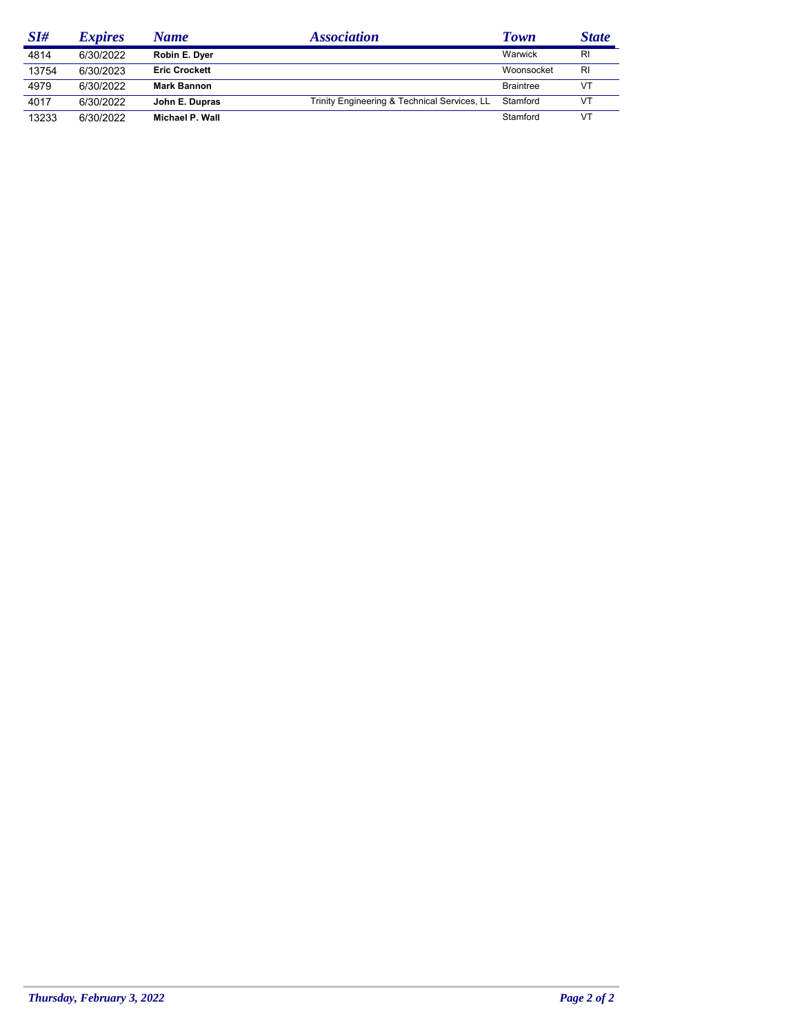| SI# | Expires | Name | Association | Town | State |
|---|---|---|---|---|---|
| 4814 | 6/30/2022 | **Robin E. Dyer** | | Warwick | RI |
| 13754 | 6/30/2023 | **Eric Crockett** | | Woonsocket | RI |
| 4979 | 6/30/2022 | **Mark Bannon** | | Braintree | VT |
| 4017 | 6/30/2022 | **John E. Dupras** | Trinity Engineering & Technical Services, LL | Stamford | VT |
| 13233 | 6/30/2022 | **Michael P. Wall** | | Stamford | VT |